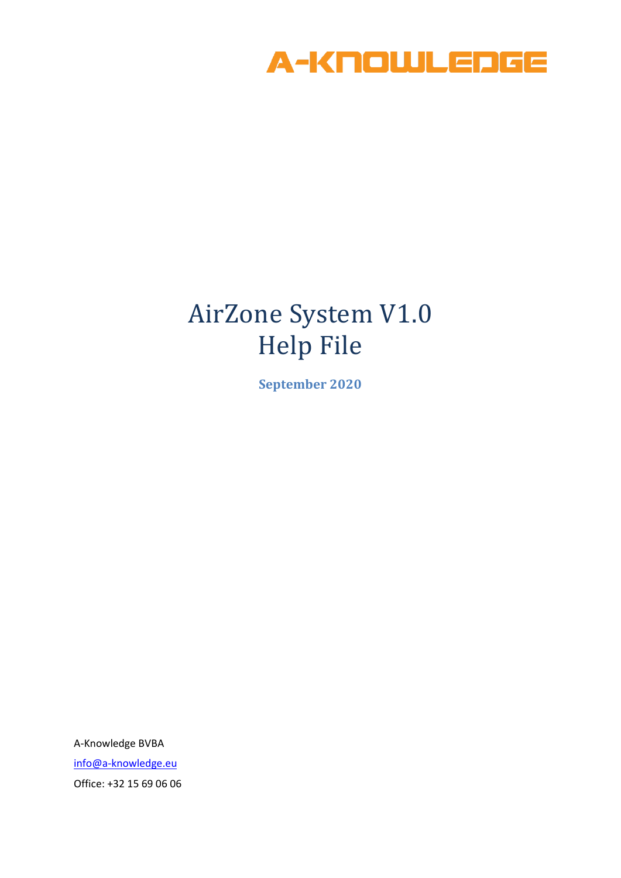A-KNOWLEDGE

# AirZone System V1.0
# Help File

**September 2020**

A-Knowledge BVBA

info@a-knowledge.eu

Office: +32 15 69 06 06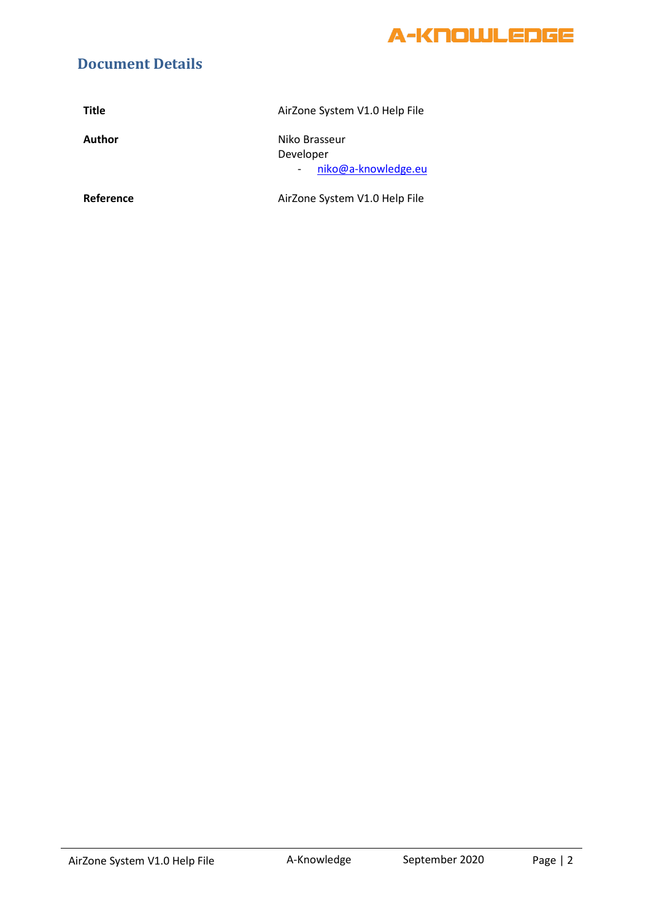## Document Details

| | |
|---|---|
| **Title** | AirZone System V1.0 Help File |
| **Author** | Niko Brasseur<br>Developer<br>- niko@a-knowledge.eu |
| **Reference** | AirZone System V1.0 Help File |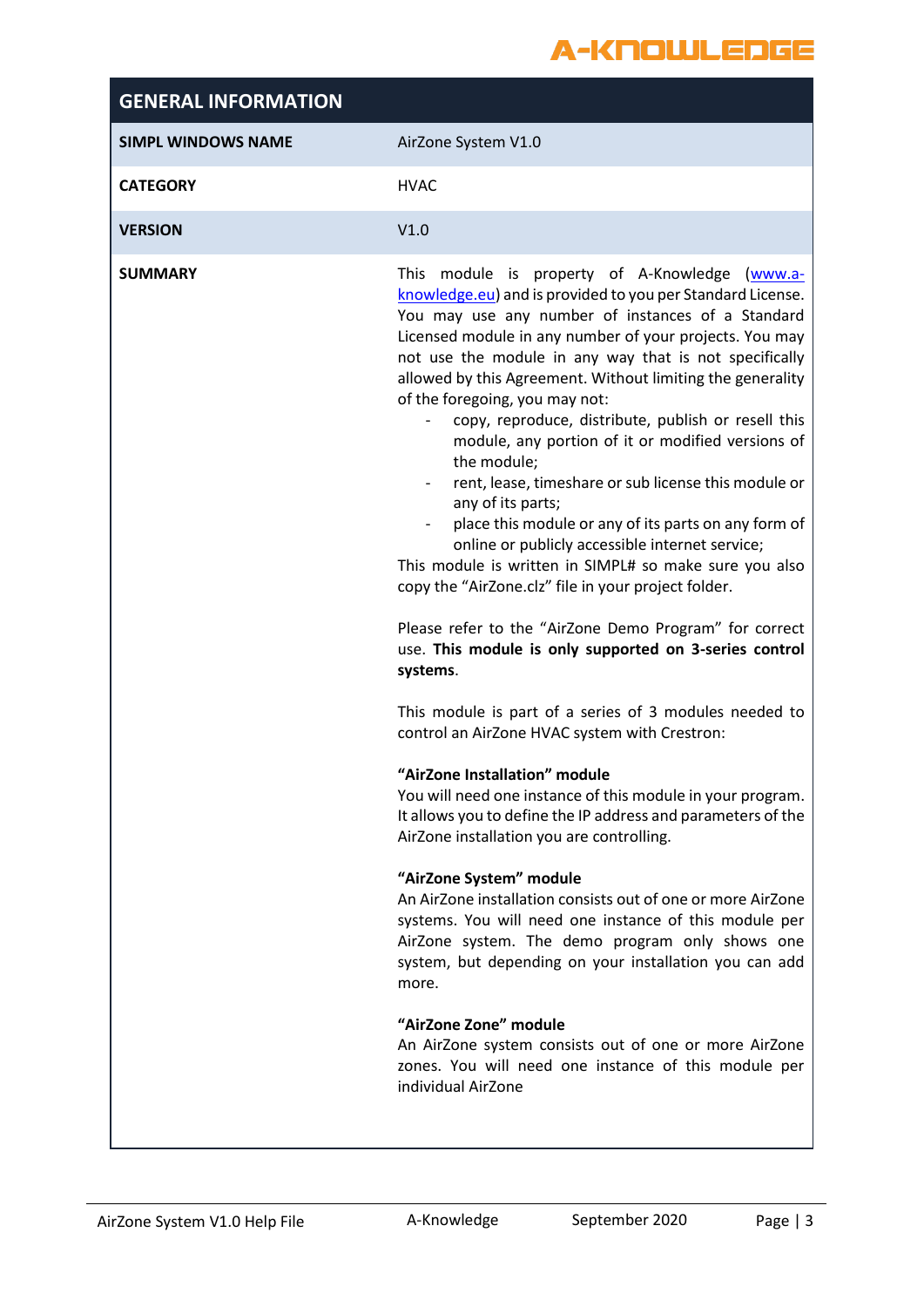## GENERAL INFORMATION

| | |
|---|---|
| **SIMPL WINDOWS NAME** | AirZone System V1.0 |
| **CATEGORY** | HVAC |
| **VERSION** | V1.0 |
| **SUMMARY** | This module is property of A-Knowledge (www.a-knowledge.eu) and is provided to you per Standard License. You may use any number of instances of a Standard Licensed module in any number of your projects. You may not use the module in any way that is not specifically allowed by this Agreement. Without limiting the generality of the foregoing, you may not:<br>- copy, reproduce, distribute, publish or resell this module, any portion of it or modified versions of the module;<br>- rent, lease, timeshare or sub license this module or any of its parts;<br>- place this module or any of its parts on any form of online or publicly accessible internet service;<br>This module is written in SIMPL# so make sure you also copy the "AirZone.clz" file in your project folder.<br><br>Please refer to the "AirZone Demo Program" for correct use. **This module is only supported on 3-series control systems**.<br><br>This module is part of a series of 3 modules needed to control an AirZone HVAC system with Crestron:<br><br>**"AirZone Installation" module**<br>You will need one instance of this module in your program. It allows you to define the IP address and parameters of the AirZone installation you are controlling.<br><br>**"AirZone System" module**<br>An AirZone installation consists out of one or more AirZone systems. You will need one instance of this module per AirZone system. The demo program only shows one system, but depending on your installation you can add more.<br><br>**"AirZone Zone" module**<br>An AirZone system consists out of one or more AirZone zones. You will need one instance of this module per individual AirZone |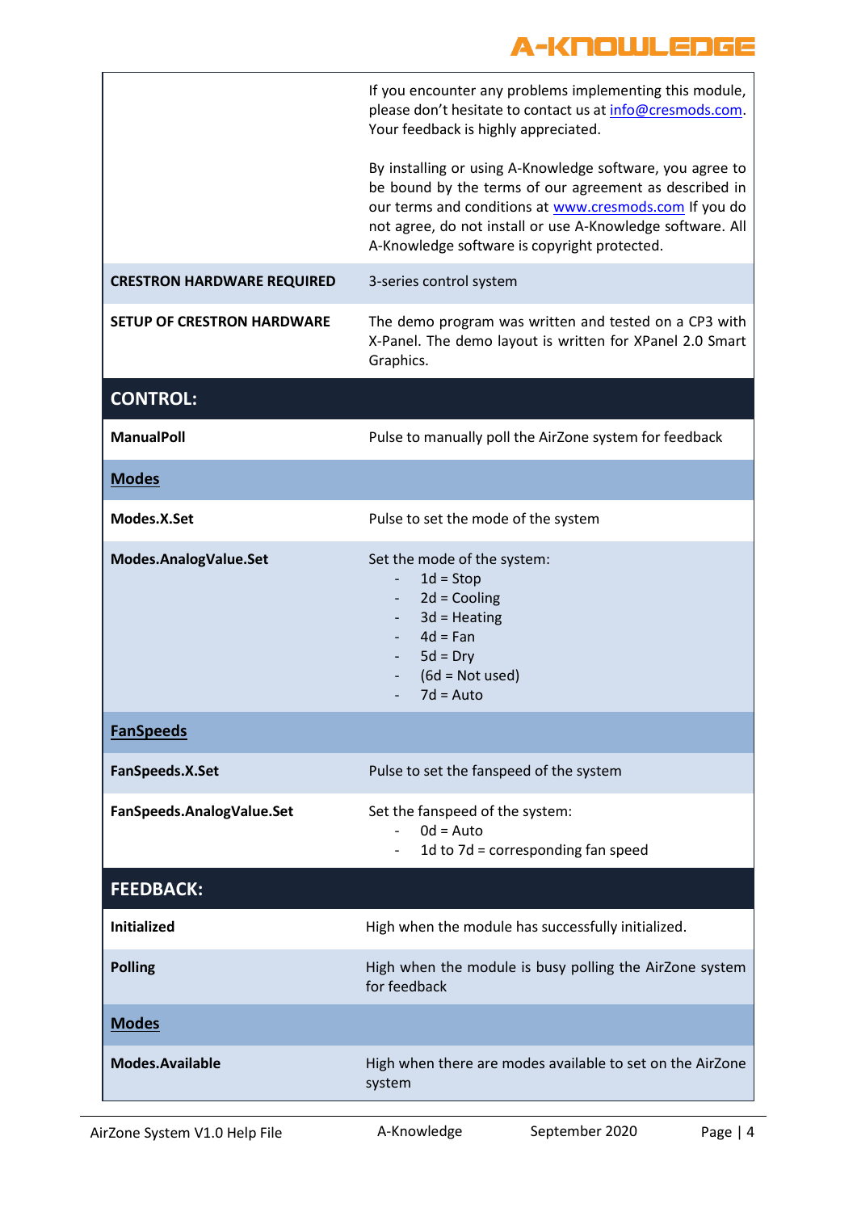| | |
|---|---|
| | If you encounter any problems implementing this module, please don't hesitate to contact us at info@cresmods.com. Your feedback is highly appreciated.<br><br>By installing or using A-Knowledge software, you agree to be bound by the terms of our agreement as described in our terms and conditions at www.cresmods.com If you do not agree, do not install or use A-Knowledge software. All A-Knowledge software is copyright protected. |
| **CRESTRON HARDWARE REQUIRED** | 3-series control system |
| **SETUP OF CRESTRON HARDWARE** | The demo program was written and tested on a CP3 with X-Panel. The demo layout is written for XPanel 2.0 Smart Graphics. |
| **CONTROL:** | |
| **ManualPoll** | Pulse to manually poll the AirZone system for feedback |
| **Modes** | |
| **Modes.X.Set** | Pulse to set the mode of the system |
| **Modes.AnalogValue.Set** | Set the mode of the system:<br>- 1d = Stop<br>- 2d = Cooling<br>- 3d = Heating<br>- 4d = Fan<br>- 5d = Dry<br>- (6d = Not used)<br>- 7d = Auto |
| **FanSpeeds** | |
| **FanSpeeds.X.Set** | Pulse to set the fanspeed of the system |
| **FanSpeeds.AnalogValue.Set** | Set the fanspeed of the system:<br>- 0d = Auto<br>- 1d to 7d = corresponding fan speed |
| **FEEDBACK:** | |
| **Initialized** | High when the module has successfully initialized. |
| **Polling** | High when the module is busy polling the AirZone system for feedback |
| **Modes** | |
| **Modes.Available** | High when there are modes available to set on the AirZone system |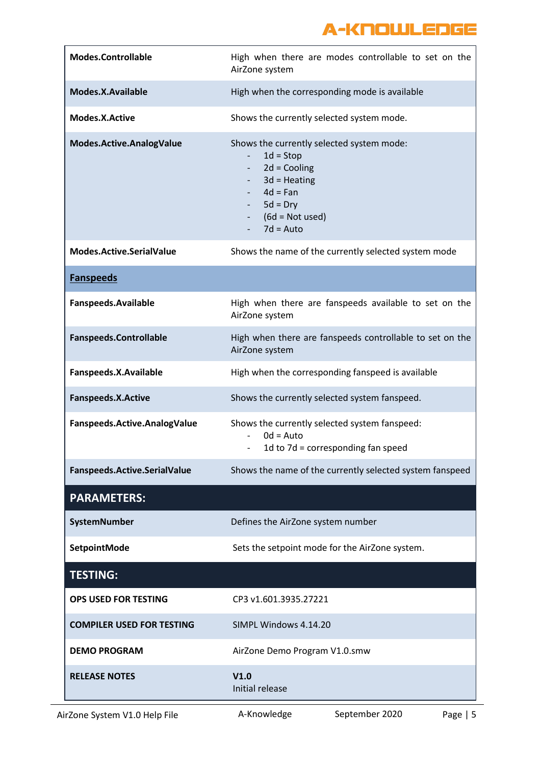| | |
|---|---|
| **Modes.Controllable** | High when there are modes controllable to set on the AirZone system |
| **Modes.X.Available** | High when the corresponding mode is available |
| **Modes.X.Active** | Shows the currently selected system mode. |
| **Modes.Active.AnalogValue** | Shows the currently selected system mode:<br>- 1d = Stop<br>- 2d = Cooling<br>- 3d = Heating<br>- 4d = Fan<br>- 5d = Dry<br>- (6d = Not used)<br>- 7d = Auto |
| **Modes.Active.SerialValue** | Shows the name of the currently selected system mode |
| **Fanspeeds** | |
| **Fanspeeds.Available** | High when there are fanspeeds available to set on the AirZone system |
| **Fanspeeds.Controllable** | High when there are fanspeeds controllable to set on the AirZone system |
| **Fanspeeds.X.Available** | High when the corresponding fanspeed is available |
| **Fanspeeds.X.Active** | Shows the currently selected system fanspeed. |
| **Fanspeeds.Active.AnalogValue** | Shows the currently selected system fanspeed:<br>- 0d = Auto<br>- 1d to 7d = corresponding fan speed |
| **Fanspeeds.Active.SerialValue** | Shows the name of the currently selected system fanspeed |
| **PARAMETERS:** | |
| **SystemNumber** | Defines the AirZone system number |
| **SetpointMode** | Sets the setpoint mode for the AirZone system. |
| **TESTING:** | |
| **OPS USED FOR TESTING** | CP3 v1.601.3935.27221 |
| **COMPILER USED FOR TESTING** | SIMPL Windows 4.14.20 |
| **DEMO PROGRAM** | AirZone Demo Program V1.0.smw |
| **RELEASE NOTES** | **V1.0**<br>Initial release |